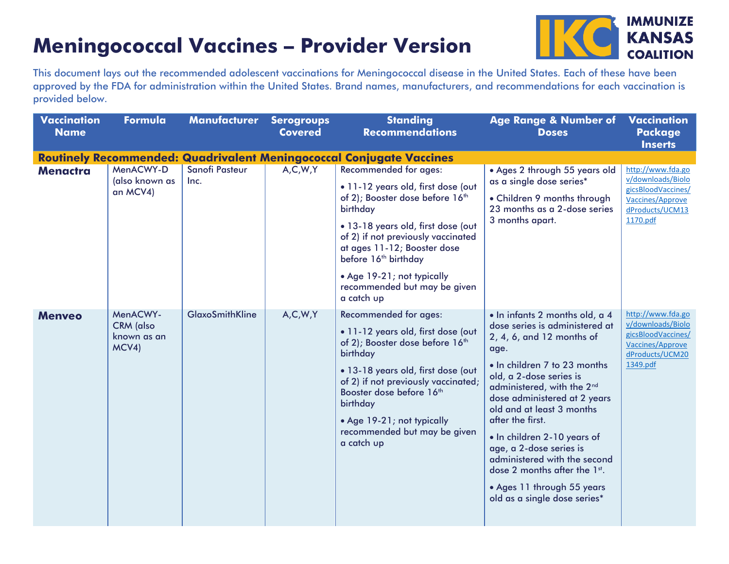# Meningococcal Vaccines – Provider Version

IMMUNIZE KANSAS COALITION

This document lays out the recommended adolescent vaccinations for Meningococcal disease in the United States. Each of these have been approved by the FDA for administration within the United States. Brand names, manufacturers, and recommendations for each vaccination is provided below.

| Vaccination Name | Formula | Manufacturer | Serogroups Covered | Standing Recommendations | Age Range & Number of Doses | Vaccination Package Inserts |
|---|---|---|---|---|---|---|
| **Routinely Recommended: Quadrivalent Meningococcal Conjugate Vaccines** | | | | | | |
| **Menactra** | MenACWY-D (also known as an MCV4) | Sanofi Pasteur Inc. | A,C,W,Y | Recommended for ages: • 11-12 years old, first dose (out of 2); Booster dose before 16th birthday • 13-18 years old, first dose (out of 2) if not previously vaccinated at ages 11-12; Booster dose before 16th birthday • Age 19-21; not typically recommended but may be given a catch up | • Ages 2 through 55 years old as a single dose series* • Children 9 months through 23 months as a 2-dose series 3 months apart. | http://www.fda.gov/downloads/BiologicsBloodVaccines/Vaccines/ApprovedProducts/UCM131170.pdf |
| **Menveo** | MenACWY-CRM (also known as an MCV4) | GlaxoSmithKline | A,C,W,Y | Recommended for ages: • 11-12 years old, first dose (out of 2); Booster dose before 16th birthday • 13-18 years old, first dose (out of 2) if not previously vaccinated; Booster dose before 16th birthday • Age 19-21; not typically recommended but may be given a catch up | • In infants 2 months old, a 4 dose series is administered at 2, 4, 6, and 12 months of age. • In children 7 to 23 months old, a 2-dose series is administered, with the 2nd dose administered at 2 years old and at least 3 months after the first. • In children 2-10 years of age, a 2-dose series is administered with the second dose 2 months after the 1st. • Ages 11 through 55 years old as a single dose series* | http://www.fda.gov/downloads/BiologicsBloodVaccines/Vaccines/ApprovedProducts/UCM201349.pdf |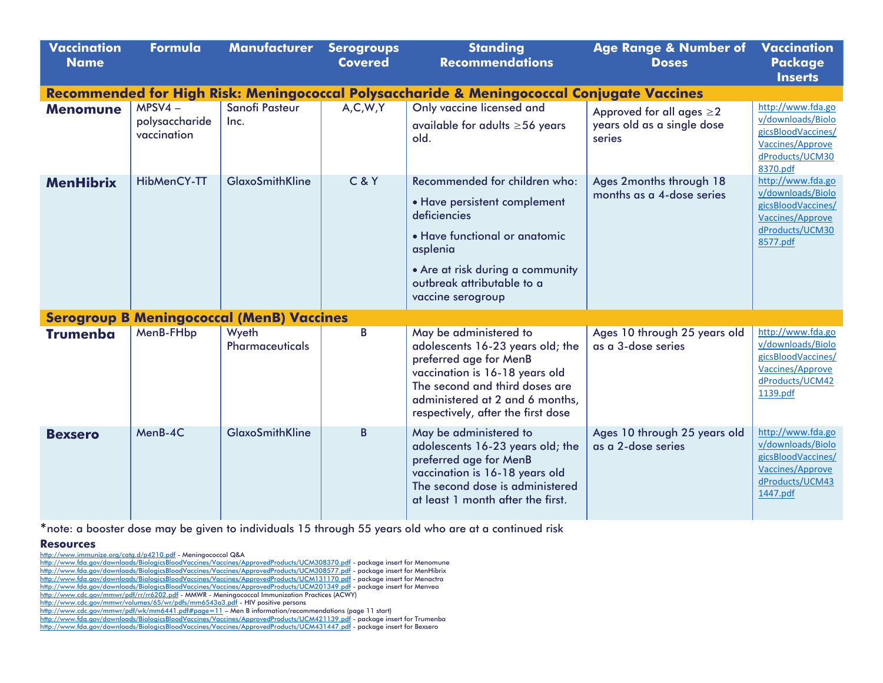| Vaccination Name | Formula | Manufacturer | Serogroups Covered | Standing Recommendations | Age Range & Number of Doses | Vaccination Package Inserts |
|---|---|---|---|---|---|---|
| **Recommended for High Risk: Meningococcal Polysaccharide & Meningococcal Conjugate Vaccines** | | | | | | |
| **Menomune** | MPSV4 – polysaccharide vaccination | Sanofi Pasteur Inc. | A,C,W,Y | Only vaccine licensed and available for adults ≥56 years old. | Approved for all ages ≥2 years old as a single dose series | http://www.fda.gov/downloads/BiologicsBloodVaccines/Vaccines/ApprovedProducts/UCM308370.pdf |
| **MenHibrix** | HibMenCY-TT | GlaxoSmithKline | C & Y | Recommended for children who: • Have persistent complement deficiencies • Have functional or anatomic asplenia • Are at risk during a community outbreak attributable to a vaccine serogroup | Ages 2months through 18 months as a 4-dose series | http://www.fda.gov/downloads/BiologicsBloodVaccines/Vaccines/ApprovedProducts/UCM308577.pdf |
| **Serogroup B Meningococcal (MenB) Vaccines** | | | | | | |
| **Trumenba** | MenB-FHbp | Wyeth Pharmaceuticals | B | May be administered to adolescents 16-23 years old; the preferred age for MenB vaccination is 16-18 years old The second and third doses are administered at 2 and 6 months, respectively, after the first dose | Ages 10 through 25 years old as a 3-dose series | http://www.fda.gov/downloads/BiologicsBloodVaccines/Vaccines/ApprovedProducts/UCM421139.pdf |
| **Bexsero** | MenB-4C | GlaxoSmithKline | B | May be administered to adolescents 16-23 years old; the preferred age for MenB vaccination is 16-18 years old The second dose is administered at least 1 month after the first. | Ages 10 through 25 years old as a 2-dose series | http://www.fda.gov/downloads/BiologicsBloodVaccines/Vaccines/ApprovedProducts/UCM431447.pdf |

*note: a booster dose may be given to individuals 15 through 55 years old who are at a continued risk

**Resources**

http://www.immunize.org/catg.d/p4210.pdf - Meningococcal Q&A
http://www.fda.gov/downloads/BiologicsBloodVaccines/Vaccines/ApprovedProducts/UCM308370.pdf - package insert for Menomune
http://www.fda.gov/downloads/BiologicsBloodVaccines/Vaccines/ApprovedProducts/UCM308577.pdf - package insert for MenHibrix
http://www.fda.gov/downloads/BiologicsBloodVaccines/Vaccines/ApprovedProducts/UCM131170.pdf - package insert for Menactra
http://www.fda.gov/downloads/BiologicsBloodVaccines/Vaccines/ApprovedProducts/UCM201349.pdf - package insert for Menveo
http://www.cdc.gov/mmwr/pdf/rr/rr6202.pdf - MMWR - Meningococcal Immunization Practices (ACWY)
http://www.cdc.gov/mmwr/volumes/65/wr/pdfs/mm6543a3.pdf - HIV positive persons
http://www.cdc.gov/mmwr/pdf/wk/mm6441.pdf#page=11 – Men B information/recommendations (page 11 start)
http://www.fda.gov/downloads/BiologicsBloodVaccines/Vaccines/ApprovedProducts/UCM421139.pdf - package insert for Trumenba
http://www.fda.gov/downloads/BiologicsBloodVaccines/Vaccines/ApprovedProducts/UCM431447.pdf - package insert for Bexsero